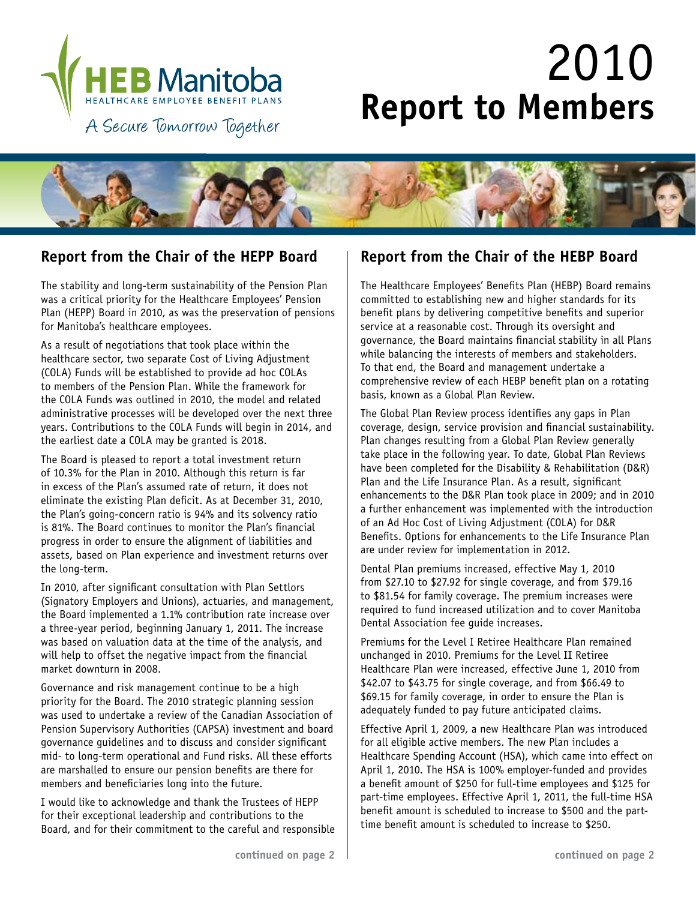HEB Manitoba

HEALTHCARE EMPLOYEE BENEFIT PLANS

A Secure Tomorrow Together

# 2010 Report to Members

## Report from the Chair of the HEPP Board

The stability and long-term sustainability of the Pension Plan was a critical priority for the Healthcare Employees' Pension Plan (HEPP) Board in 2010, as was the preservation of pensions for Manitoba's healthcare employees.

As a result of negotiations that took place within the healthcare sector, two separate Cost of Living Adjustment (COLA) Funds will be established to provide ad hoc COLAs to members of the Pension Plan. While the framework for the COLA Funds was outlined in 2010, the model and related administrative processes will be developed over the next three years. Contributions to the COLA Funds will begin in 2014, and the earliest date a COLA may be granted is 2018.

The Board is pleased to report a total investment return of 10.3% for the Plan in 2010. Although this return is far in excess of the Plan's assumed rate of return, it does not eliminate the existing Plan deficit. As at December 31, 2010, the Plan's going-concern ratio is 94% and its solvency ratio is 81%. The Board continues to monitor the Plan's financial progress in order to ensure the alignment of liabilities and assets, based on Plan experience and investment returns over the long-term.

In 2010, after significant consultation with Plan Settlors (Signatory Employers and Unions), actuaries, and management, the Board implemented a 1.1% contribution rate increase over a three-year period, beginning January 1, 2011. The increase was based on valuation data at the time of the analysis, and will help to offset the negative impact from the financial market downturn in 2008.

Governance and risk management continue to be a high priority for the Board. The 2010 strategic planning session was used to undertake a review of the Canadian Association of Pension Supervisory Authorities (CAPSA) investment and board governance guidelines and to discuss and consider significant mid- to long-term operational and Fund risks. All these efforts are marshalled to ensure our pension benefits are there for members and beneficiaries long into the future.

I would like to acknowledge and thank the Trustees of HEPP for their exceptional leadership and contributions to the Board, and for their commitment to the careful and responsible

**continued on page 2**

## Report from the Chair of the HEBP Board

The Healthcare Employees' Benefits Plan (HEBP) Board remains committed to establishing new and higher standards for its benefit plans by delivering competitive benefits and superior service at a reasonable cost. Through its oversight and governance, the Board maintains financial stability in all Plans while balancing the interests of members and stakeholders. To that end, the Board and management undertake a comprehensive review of each HEBP benefit plan on a rotating basis, known as a Global Plan Review.

The Global Plan Review process identifies any gaps in Plan coverage, design, service provision and financial sustainability. Plan changes resulting from a Global Plan Review generally take place in the following year. To date, Global Plan Reviews have been completed for the Disability & Rehabilitation (D&R) Plan and the Life Insurance Plan. As a result, significant enhancements to the D&R Plan took place in 2009; and in 2010 a further enhancement was implemented with the introduction of an Ad Hoc Cost of Living Adjustment (COLA) for D&R Benefits. Options for enhancements to the Life Insurance Plan are under review for implementation in 2012.

Dental Plan premiums increased, effective May 1, 2010 from $27.10 to $27.92 for single coverage, and from $79.16 to $81.54 for family coverage. The premium increases were required to fund increased utilization and to cover Manitoba Dental Association fee guide increases.

Premiums for the Level I Retiree Healthcare Plan remained unchanged in 2010. Premiums for the Level II Retiree Healthcare Plan were increased, effective June 1, 2010 from $42.07 to $43.75 for single coverage, and from $66.49 to $69.15 for family coverage, in order to ensure the Plan is adequately funded to pay future anticipated claims.

Effective April 1, 2009, a new Healthcare Plan was introduced for all eligible active members. The new Plan includes a Healthcare Spending Account (HSA), which came into effect on April 1, 2010. The HSA is 100% employer-funded and provides a benefit amount of $250 for full-time employees and $125 for part-time employees. Effective April 1, 2011, the full-time HSA benefit amount is scheduled to increase to $500 and the part-time benefit amount is scheduled to increase to $250.

**continued on page 2**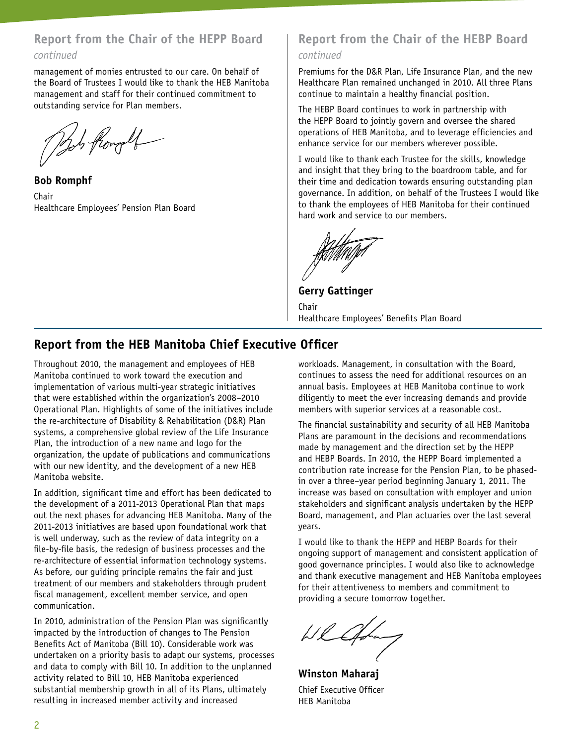## Report from the Chair of the HEPP Board

*continued*

management of monies entrusted to our care. On behalf of the Board of Trustees I would like to thank the HEB Manitoba management and staff for their continued commitment to outstanding service for Plan members.

**Bob Romphf**
Chair
Healthcare Employees' Pension Plan Board

## Report from the Chair of the HEBP Board

*continued*

Premiums for the D&R Plan, Life Insurance Plan, and the new Healthcare Plan remained unchanged in 2010. All three Plans continue to maintain a healthy financial position.

The HEBP Board continues to work in partnership with the HEPP Board to jointly govern and oversee the shared operations of HEB Manitoba, and to leverage efficiencies and enhance service for our members wherever possible.

I would like to thank each Trustee for the skills, knowledge and insight that they bring to the boardroom table, and for their time and dedication towards ensuring outstanding plan governance. In addition, on behalf of the Trustees I would like to thank the employees of HEB Manitoba for their continued hard work and service to our members.

**Gerry Gattinger**
Chair
Healthcare Employees' Benefits Plan Board

## Report from the HEB Manitoba Chief Executive Officer

Throughout 2010, the management and employees of HEB Manitoba continued to work toward the execution and implementation of various multi-year strategic initiatives that were established within the organization's 2008–2010 Operational Plan. Highlights of some of the initiatives include the re-architecture of Disability & Rehabilitation (D&R) Plan systems, a comprehensive global review of the Life Insurance Plan, the introduction of a new name and logo for the organization, the update of publications and communications with our new identity, and the development of a new HEB Manitoba website.

In addition, significant time and effort has been dedicated to the development of a 2011-2013 Operational Plan that maps out the next phases for advancing HEB Manitoba. Many of the 2011-2013 initiatives are based upon foundational work that is well underway, such as the review of data integrity on a file-by-file basis, the redesign of business processes and the re-architecture of essential information technology systems. As before, our guiding principle remains the fair and just treatment of our members and stakeholders through prudent fiscal management, excellent member service, and open communication.

In 2010, administration of the Pension Plan was significantly impacted by the introduction of changes to The Pension Benefits Act of Manitoba (Bill 10). Considerable work was undertaken on a priority basis to adapt our systems, processes and data to comply with Bill 10. In addition to the unplanned activity related to Bill 10, HEB Manitoba experienced substantial membership growth in all of its Plans, ultimately resulting in increased member activity and increased workloads. Management, in consultation with the Board, continues to assess the need for additional resources on an annual basis. Employees at HEB Manitoba continue to work diligently to meet the ever increasing demands and provide members with superior services at a reasonable cost.

The financial sustainability and security of all HEB Manitoba Plans are paramount in the decisions and recommendations made by management and the direction set by the HEPP and HEBP Boards. In 2010, the HEPP Board implemented a contribution rate increase for the Pension Plan, to be phased-in over a three–year period beginning January 1, 2011. The increase was based on consultation with employer and union stakeholders and significant analysis undertaken by the HEPP Board, management, and Plan actuaries over the last several years.

I would like to thank the HEPP and HEBP Boards for their ongoing support of management and consistent application of good governance principles. I would also like to acknowledge and thank executive management and HEB Manitoba employees for their attentiveness to members and commitment to providing a secure tomorrow together.

**Winston Maharaj**
Chief Executive Officer
HEB Manitoba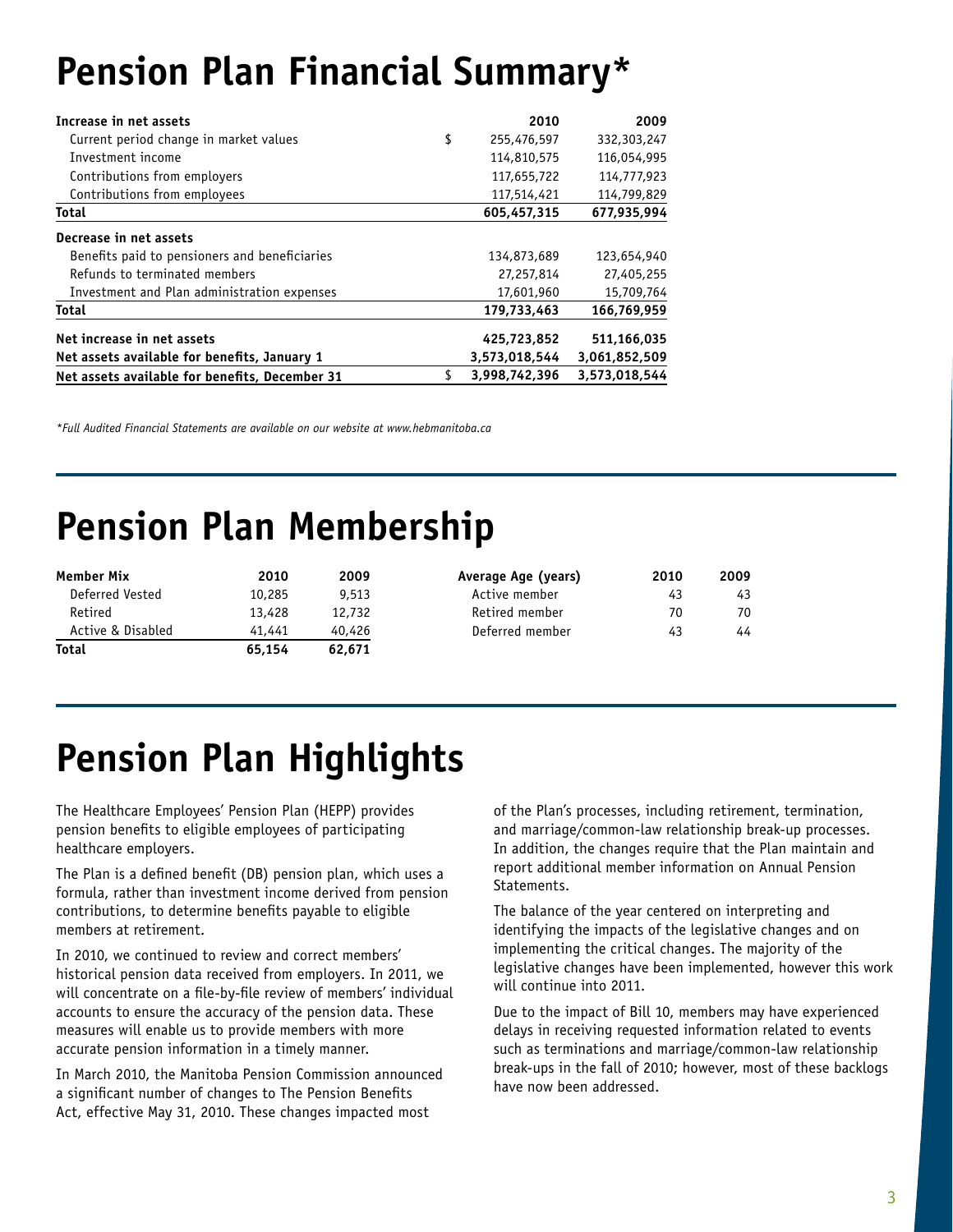# Pension Plan Financial Summary*

| Increase in net assets | | 2010 | 2009 |
|---|---|---|---|
| Current period change in market values | $ | 255,476,597 | 332,303,247 |
| Investment income | | 114,810,575 | 116,054,995 |
| Contributions from employers | | 117,655,722 | 114,777,923 |
| Contributions from employees | | 117,514,421 | 114,799,829 |
| **Total** | | **605,457,315** | **677,935,994** |
| **Decrease in net assets** | | | |
| Benefits paid to pensioners and beneficiaries | | 134,873,689 | 123,654,940 |
| Refunds to terminated members | | 27,257,814 | 27,405,255 |
| Investment and Plan administration expenses | | 17,601,960 | 15,709,764 |
| **Total** | | **179,733,463** | **166,769,959** |
| **Net increase in net assets** | | **425,723,852** | **511,166,035** |
| **Net assets available for benefits, January 1** | | **3,573,018,544** | **3,061,852,509** |
| **Net assets available for benefits, December 31** | $ | **3,998,742,396** | **3,573,018,544** |

*\*Full Audited Financial Statements are available on our website at www.hebmanitoba.ca*

# Pension Plan Membership

| Member Mix | 2010 | 2009 |
|---|---|---|
| Deferred Vested | 10,285 | 9,513 |
| Retired | 13,428 | 12,732 |
| Active & Disabled | 41,441 | 40,426 |
| **Total** | **65,154** | **62,671** |

| Average Age (years) | 2010 | 2009 |
|---|---|---|
| Active member | 43 | 43 |
| Retired member | 70 | 70 |
| Deferred member | 43 | 44 |

# Pension Plan Highlights

The Healthcare Employees' Pension Plan (HEPP) provides pension benefits to eligible employees of participating healthcare employers.

The Plan is a defined benefit (DB) pension plan, which uses a formula, rather than investment income derived from pension contributions, to determine benefits payable to eligible members at retirement.

In 2010, we continued to review and correct members' historical pension data received from employers. In 2011, we will concentrate on a file-by-file review of members' individual accounts to ensure the accuracy of the pension data. These measures will enable us to provide members with more accurate pension information in a timely manner.

In March 2010, the Manitoba Pension Commission announced a significant number of changes to The Pension Benefits Act, effective May 31, 2010. These changes impacted most of the Plan's processes, including retirement, termination, and marriage/common-law relationship break-up processes. In addition, the changes require that the Plan maintain and report additional member information on Annual Pension Statements.

The balance of the year centered on interpreting and identifying the impacts of the legislative changes and on implementing the critical changes. The majority of the legislative changes have been implemented, however this work will continue into 2011.

Due to the impact of Bill 10, members may have experienced delays in receiving requested information related to events such as terminations and marriage/common-law relationship break-ups in the fall of 2010; however, most of these backlogs have now been addressed.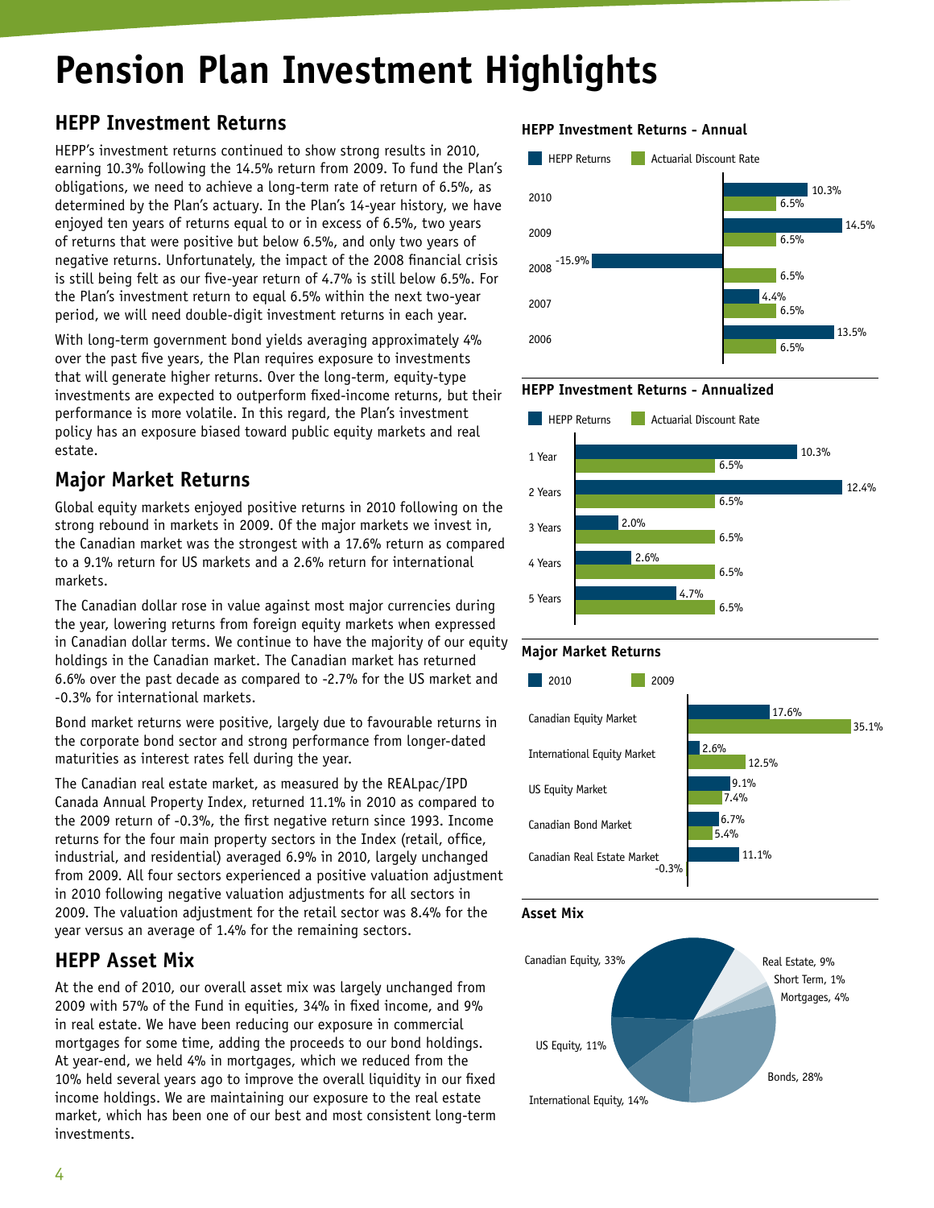# Pension Plan Investment Highlights

## HEPP Investment Returns

HEPP's investment returns continued to show strong results in 2010, earning 10.3% following the 14.5% return from 2009. To fund the Plan's obligations, we need to achieve a long-term rate of return of 6.5%, as determined by the Plan's actuary. In the Plan's 14-year history, we have enjoyed ten years of returns equal to or in excess of 6.5%, two years of returns that were positive but below 6.5%, and only two years of negative returns. Unfortunately, the impact of the 2008 financial crisis is still being felt as our five-year return of 4.7% is still below 6.5%. For the Plan's investment return to equal 6.5% within the next two-year period, we will need double-digit investment returns in each year.

With long-term government bond yields averaging approximately 4% over the past five years, the Plan requires exposure to investments that will generate higher returns. Over the long-term, equity-type investments are expected to outperform fixed-income returns, but their performance is more volatile. In this regard, the Plan's investment policy has an exposure biased toward public equity markets and real estate.

## Major Market Returns

Global equity markets enjoyed positive returns in 2010 following on the strong rebound in markets in 2009. Of the major markets we invest in, the Canadian market was the strongest with a 17.6% return as compared to a 9.1% return for US markets and a 2.6% return for international markets.

The Canadian dollar rose in value against most major currencies during the year, lowering returns from foreign equity markets when expressed in Canadian dollar terms. We continue to have the majority of our equity holdings in the Canadian market. The Canadian market has returned 6.6% over the past decade as compared to -2.7% for the US market and -0.3% for international markets.

Bond market returns were positive, largely due to favourable returns in the corporate bond sector and strong performance from longer-dated maturities as interest rates fell during the year.

The Canadian real estate market, as measured by the REALpac/IPD Canada Annual Property Index, returned 11.1% in 2010 as compared to the 2009 return of -0.3%, the first negative return since 1993. Income returns for the four main property sectors in the Index (retail, office, industrial, and residential) averaged 6.9% in 2010, largely unchanged from 2009. All four sectors experienced a positive valuation adjustment in 2010 following negative valuation adjustments for all sectors in 2009. The valuation adjustment for the retail sector was 8.4% for the year versus an average of 1.4% for the remaining sectors.

## HEPP Asset Mix

At the end of 2010, our overall asset mix was largely unchanged from 2009 with 57% of the Fund in equities, 34% in fixed income, and 9% in real estate. We have been reducing our exposure in commercial mortgages for some time, adding the proceeds to our bond holdings. At year-end, we held 4% in mortgages, which we reduced from the 10% held several years ago to improve the overall liquidity in our fixed income holdings. We are maintaining our exposure to the real estate market, which has been one of our best and most consistent long-term investments.

### HEPP Investment Returns - Annual

| Year | HEPP Returns | Actuarial Discount Rate |
|---|---|---|
| 2010 | 10.3% | 6.5% |
| 2009 | 14.5% | 6.5% |
| 2008 | -15.9% | 6.5% |
| 2007 | 4.4% | 6.5% |
| 2006 | 13.5% | 6.5% |

### HEPP Investment Returns - Annualized

| Period | HEPP Returns | Actuarial Discount Rate |
|---|---|---|
| 1 Year | 10.3% | 6.5% |
| 2 Years | 12.4% | 6.5% |
| 3 Years | 2.0% | 6.5% |
| 4 Years | 2.6% | 6.5% |
| 5 Years | 4.7% | 6.5% |

### Major Market Returns

| Market | 2010 | 2009 |
|---|---|---|
| Canadian Equity Market | 17.6% | 35.1% |
| International Equity Market | 2.6% | 12.5% |
| US Equity Market | 9.1% | 7.4% |
| Canadian Bond Market | 6.7% | 5.4% |
| Canadian Real Estate Market | 11.1% | -0.3% |

### Asset Mix

| Asset | Share |
|---|---|
| Canadian Equity | 33% |
| Real Estate | 9% |
| Short Term | 1% |
| Mortgages | 4% |
| Bonds | 28% |
| International Equity | 14% |
| US Equity | 11% |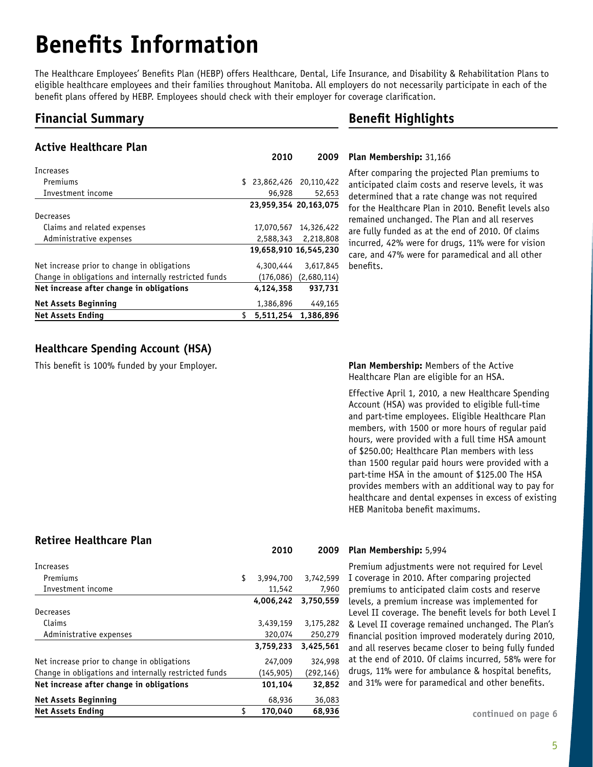# Benefits Information

The Healthcare Employees' Benefits Plan (HEBP) offers Healthcare, Dental, Life Insurance, and Disability & Rehabilitation Plans to eligible healthcare employees and their families throughout Manitoba. All employers do not necessarily participate in each of the benefit plans offered by HEBP. Employees should check with their employer for coverage clarification.

## Financial Summary

### Active Healthcare Plan

| | 2010 | 2009 |
|---|---|---|
| Increases | | |
| Premiums | $ 23,862,426 | 20,110,422 |
| Investment income | 96,928 | 52,653 |
| | **23,959,354** | **20,163,075** |
| Decreases | | |
| Claims and related expenses | 17,070,567 | 14,326,422 |
| Administrative expenses | 2,588,343 | 2,218,808 |
| | **19,658,910** | **16,545,230** |
| Net increase prior to change in obligations | 4,300,444 | 3,617,845 |
| Change in obligations and internally restricted funds | (176,086) | (2,680,114) |
| **Net increase after change in obligations** | **4,124,358** | **937,731** |
| **Net Assets Beginning** | 1,386,896 | 449,165 |
| **Net Assets Ending** | **$ 5,511,254** | **1,386,896** |

## Benefit Highlights

**Plan Membership:** 31,166

After comparing the projected Plan premiums to anticipated claim costs and reserve levels, it was determined that a rate change was not required for the Healthcare Plan in 2010. Benefit levels also remained unchanged. The Plan and all reserves are fully funded as at the end of 2010. Of claims incurred, 42% were for drugs, 11% were for vision care, and 47% were for paramedical and all other benefits.

### Healthcare Spending Account (HSA)

This benefit is 100% funded by your Employer.

**Plan Membership:** Members of the Active Healthcare Plan are eligible for an HSA.

Effective April 1, 2010, a new Healthcare Spending Account (HSA) was provided to eligible full-time and part-time employees. Eligible Healthcare Plan members, with 1500 or more hours of regular paid hours, were provided with a full time HSA amount of $250.00; Healthcare Plan members with less than 1500 regular paid hours were provided with a part-time HSA in the amount of $125.00 The HSA provides members with an additional way to pay for healthcare and dental expenses in excess of existing HEB Manitoba benefit maximums.

### Retiree Healthcare Plan

| | 2010 | 2009 |
|---|---|---|
| Increases | | |
| Premiums | $ 3,994,700 | 3,742,599 |
| Investment income | 11,542 | 7,960 |
| | **4,006,242** | **3,750,559** |
| Decreases | | |
| Claims | 3,439,159 | 3,175,282 |
| Administrative expenses | 320,074 | 250,279 |
| | **3,759,233** | **3,425,561** |
| Net increase prior to change in obligations | 247,009 | 324,998 |
| Change in obligations and internally restricted funds | (145,905) | (292,146) |
| **Net increase after change in obligations** | **101,104** | **32,852** |
| **Net Assets Beginning** | 68,936 | 36,083 |
| **Net Assets Ending** | **$ 170,040** | **68,936** |

**Plan Membership:** 5,994

Premium adjustments were not required for Level I coverage in 2010. After comparing projected premiums to anticipated claim costs and reserve levels, a premium increase was implemented for Level II coverage. The benefit levels for both Level I & Level II coverage remained unchanged. The Plan's financial position improved moderately during 2010, and all reserves became closer to being fully funded at the end of 2010. Of claims incurred, 58% were for drugs, 11% were for ambulance & hospital benefits, and 31% were for paramedical and other benefits.

**continued on page 6**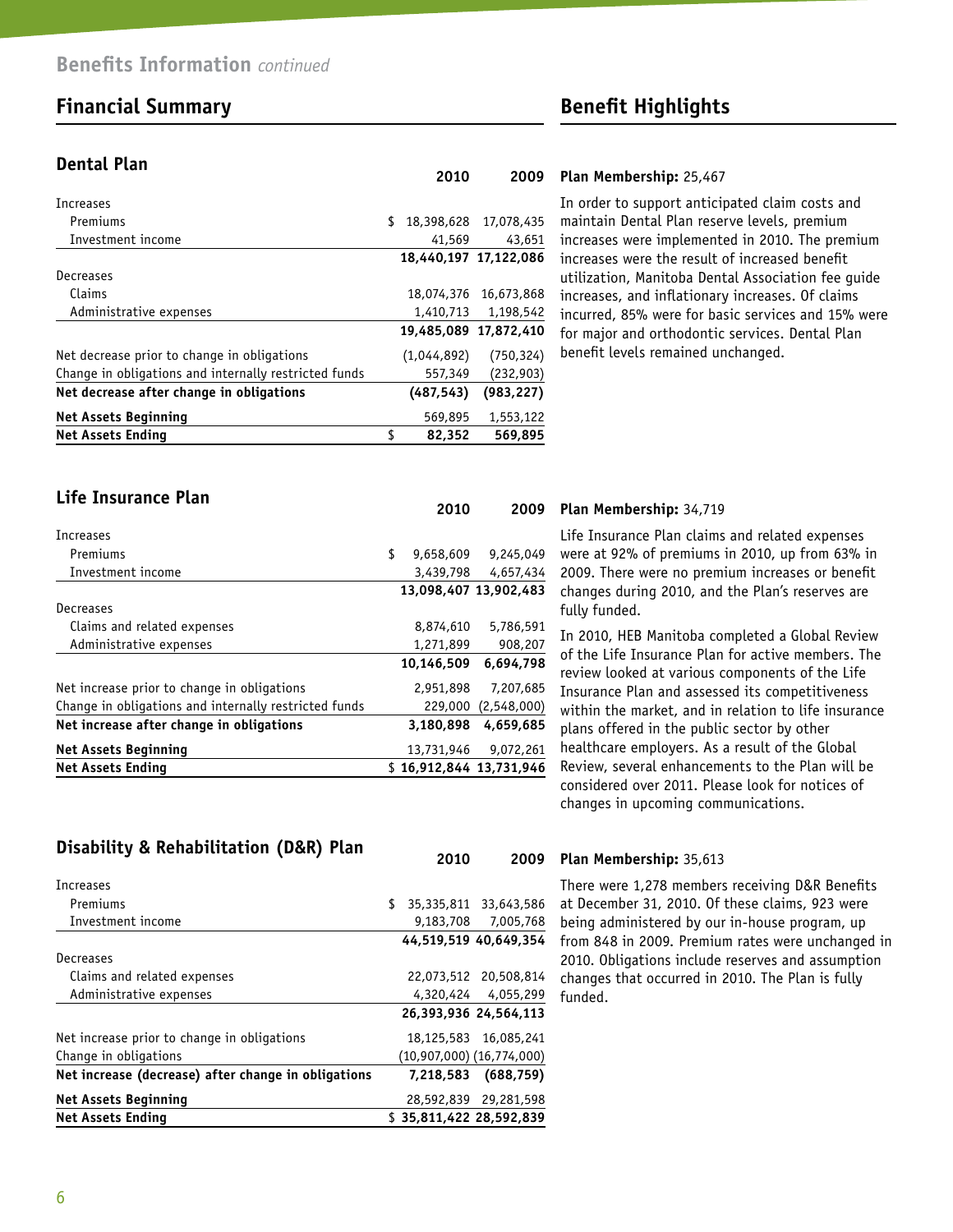## Benefits Information *continued*

## Financial Summary

### Dental Plan

| | 2010 | 2009 |
|---|---|---|
| Increases | | |
| Premiums | $ 18,398,628 | 17,078,435 |
| Investment income | 41,569 | 43,651 |
| | **18,440,197** | **17,122,086** |
| Decreases | | |
| Claims | 18,074,376 | 16,673,868 |
| Administrative expenses | 1,410,713 | 1,198,542 |
| | **19,485,089** | **17,872,410** |
| Net decrease prior to change in obligations | (1,044,892) | (750,324) |
| Change in obligations and internally restricted funds | 557,349 | (232,903) |
| **Net decrease after change in obligations** | **(487,543)** | **(983,227)** |
| **Net Assets Beginning** | 569,895 | 1,553,122 |
| **Net Assets Ending** | **$ 82,352** | **569,895** |

### Life Insurance Plan

| | 2010 | 2009 |
|---|---|---|
| Increases | | |
| Premiums | $ 9,658,609 | 9,245,049 |
| Investment income | 3,439,798 | 4,657,434 |
| | **13,098,407** | **13,902,483** |
| Decreases | | |
| Claims and related expenses | 8,874,610 | 5,786,591 |
| Administrative expenses | 1,271,899 | 908,207 |
| | **10,146,509** | **6,694,798** |
| Net increase prior to change in obligations | 2,951,898 | 7,207,685 |
| Change in obligations and internally restricted funds | 229,000 | (2,548,000) |
| **Net increase after change in obligations** | **3,180,898** | **4,659,685** |
| **Net Assets Beginning** | 13,731,946 | 9,072,261 |
| **Net Assets Ending** | **$ 16,912,844** | **13,731,946** |

### Disability & Rehabilitation (D&R) Plan

| | 2010 | 2009 |
|---|---|---|
| Increases | | |
| Premiums | $ 35,335,811 | 33,643,586 |
| Investment income | 9,183,708 | 7,005,768 |
| | **44,519,519** | **40,649,354** |
| Decreases | | |
| Claims and related expenses | 22,073,512 | 20,508,814 |
| Administrative expenses | 4,320,424 | 4,055,299 |
| | **26,393,936** | **24,564,113** |
| Net increase prior to change in obligations | 18,125,583 | 16,085,241 |
| Change in obligations | (10,907,000) | (16,774,000) |
| **Net increase (decrease) after change in obligations** | **7,218,583** | **(688,759)** |
| **Net Assets Beginning** | 28,592,839 | 29,281,598 |
| **Net Assets Ending** | **$ 35,811,422** | **28,592,839** |

## Benefit Highlights

**Dental Plan**

**Plan Membership:** 25,467

In order to support anticipated claim costs and maintain Dental Plan reserve levels, premium increases were implemented in 2010. The premium increases were the result of increased benefit utilization, Manitoba Dental Association fee guide increases, and inflationary increases. Of claims incurred, 85% were for basic services and 15% were for major and orthodontic services. Dental Plan benefit levels remained unchanged.

**Life Insurance Plan**

**Plan Membership:** 34,719

Life Insurance Plan claims and related expenses were at 92% of premiums in 2010, up from 63% in 2009. There were no premium increases or benefit changes during 2010, and the Plan's reserves are fully funded.

In 2010, HEB Manitoba completed a Global Review of the Life Insurance Plan for active members. The review looked at various components of the Life Insurance Plan and assessed its competitiveness within the market, and in relation to life insurance plans offered in the public sector by other healthcare employers. As a result of the Global Review, several enhancements to the Plan will be considered over 2011. Please look for notices of changes in upcoming communications.

**Disability & Rehabilitation (D&R) Plan**

**Plan Membership:** 35,613

There were 1,278 members receiving D&R Benefits at December 31, 2010. Of these claims, 923 were being administered by our in-house program, up from 848 in 2009. Premium rates were unchanged in 2010. Obligations include reserves and assumption changes that occurred in 2010. The Plan is fully funded.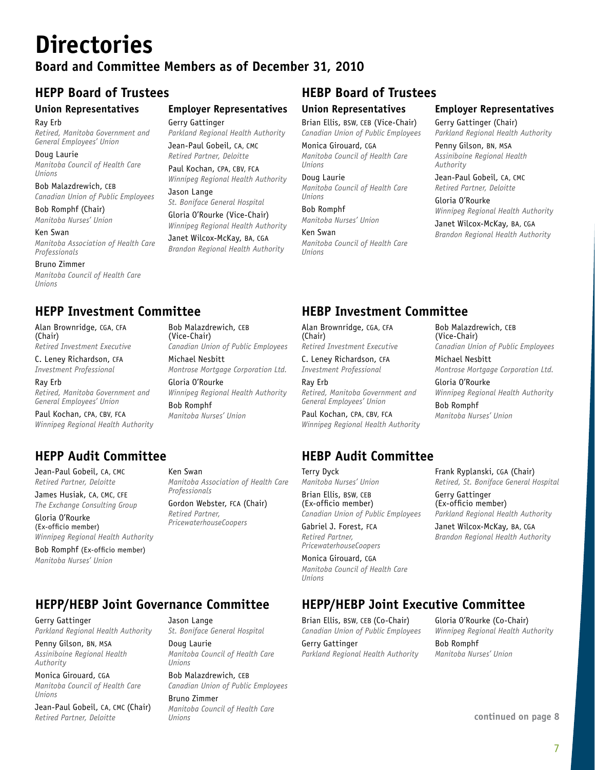# Directories

## Board and Committee Members as of December 31, 2010

## HEPP Board of Trustees

### Union Representatives

Ray Erb
*Retired, Manitoba Government and General Employees' Union*

Doug Laurie
*Manitoba Council of Health Care Unions*

Bob Malazdrewich, CEB
*Canadian Union of Public Employees*

Bob Romphf (Chair)
*Manitoba Nurses' Union*

Ken Swan
*Manitoba Association of Health Care Professionals*

Bruno Zimmer
*Manitoba Council of Health Care Unions*

### Employer Representatives

Gerry Gattinger
*Parkland Regional Health Authority*

Jean-Paul Gobeil, CA, CMC
*Retired Partner, Deloitte*

Paul Kochan, CPA, CBV, FCA
*Winnipeg Regional Health Authority*

Jason Lange
*St. Boniface General Hospital*

Gloria O'Rourke (Vice-Chair)
*Winnipeg Regional Health Authority*

Janet Wilcox-McKay, BA, CGA
*Brandon Regional Health Authority*

## HEBP Board of Trustees

### Union Representatives

Brian Ellis, BSW, CEB (Vice-Chair)
*Canadian Union of Public Employees*

Monica Girouard, CGA
*Manitoba Council of Health Care Unions*

Doug Laurie
*Manitoba Council of Health Care Unions*

Bob Romphf
*Manitoba Nurses' Union*

Ken Swan
*Manitoba Council of Health Care Unions*

### Employer Representatives

Gerry Gattinger (Chair)
*Parkland Regional Health Authority*

Penny Gilson, BN, MSA
*Assiniboine Regional Health Authority*

Jean-Paul Gobeil, CA, CMC
*Retired Partner, Deloitte*

Gloria O'Rourke
*Winnipeg Regional Health Authority*

Janet Wilcox-McKay, BA, CGA
*Brandon Regional Health Authority*

## HEPP Investment Committee

Alan Brownridge, CGA, CFA (Chair)
*Retired Investment Executive*

C. Leney Richardson, CFA
*Investment Professional*

Ray Erb
*Retired, Manitoba Government and General Employees' Union*

Paul Kochan, CPA, CBV, FCA
*Winnipeg Regional Health Authority*

Bob Malazdrewich, CEB (Vice-Chair)
*Canadian Union of Public Employees*

Michael Nesbitt
*Montrose Mortgage Corporation Ltd.*

Gloria O'Rourke
*Winnipeg Regional Health Authority*

Bob Romphf
*Manitoba Nurses' Union*

## HEBP Investment Committee

Alan Brownridge, CGA, CFA (Chair)
*Retired Investment Executive*

C. Leney Richardson, CFA
*Investment Professional*

Ray Erb
*Retired, Manitoba Government and General Employees' Union*

Paul Kochan, CPA, CBV, FCA
*Winnipeg Regional Health Authority*

Bob Malazdrewich, CEB (Vice-Chair)
*Canadian Union of Public Employees*

Michael Nesbitt
*Montrose Mortgage Corporation Ltd.*

Gloria O'Rourke
*Winnipeg Regional Health Authority*

Bob Romphf
*Manitoba Nurses' Union*

## HEPP Audit Committee

Jean-Paul Gobeil, CA, CMC
*Retired Partner, Deloitte*

James Husiak, CA, CMC, CFE
*The Exchange Consulting Group*

Gloria O'Rourke (Ex-officio member)
*Winnipeg Regional Health Authority*

Bob Romphf (Ex-officio member)
*Manitoba Nurses' Union*

Ken Swan
*Manitoba Association of Health Care Professionals*

Gordon Webster, FCA (Chair)
*Retired Partner, PricewaterhouseCoopers*

## HEBP Audit Committee

Terry Dyck
*Manitoba Nurses' Union*

Brian Ellis, BSW, CEB (Ex-officio member)
*Canadian Union of Public Employees*

Gabriel J. Forest, FCA
*Retired Partner, PricewaterhouseCoopers*

Monica Girouard, CGA
*Manitoba Council of Health Care Unions*

Frank Ryplanski, CGA (Chair)
*Retired, St. Boniface General Hospital*

Gerry Gattinger (Ex-officio member)
*Parkland Regional Health Authority*

Janet Wilcox-McKay, BA, CGA
*Brandon Regional Health Authority*

## HEPP/HEBP Joint Governance Committee

Gerry Gattinger
*Parkland Regional Health Authority*

Penny Gilson, BN, MSA
*Assiniboine Regional Health Authority*

Monica Girouard, CGA
*Manitoba Council of Health Care Unions*

Jean-Paul Gobeil, CA, CMC (Chair)
*Retired Partner, Deloitte*

Jason Lange
*St. Boniface General Hospital*

Doug Laurie
*Manitoba Council of Health Care Unions*

Bob Malazdrewich, CEB
*Canadian Union of Public Employees*

Bruno Zimmer
*Manitoba Council of Health Care Unions*

## HEPP/HEBP Joint Executive Committee

Brian Ellis, BSW, CEB (Co-Chair)
*Canadian Union of Public Employees*

Gerry Gattinger
*Parkland Regional Health Authority*

Gloria O'Rourke (Co-Chair)
*Winnipeg Regional Health Authority*

Bob Romphf
*Manitoba Nurses' Union*

**continued on page 8**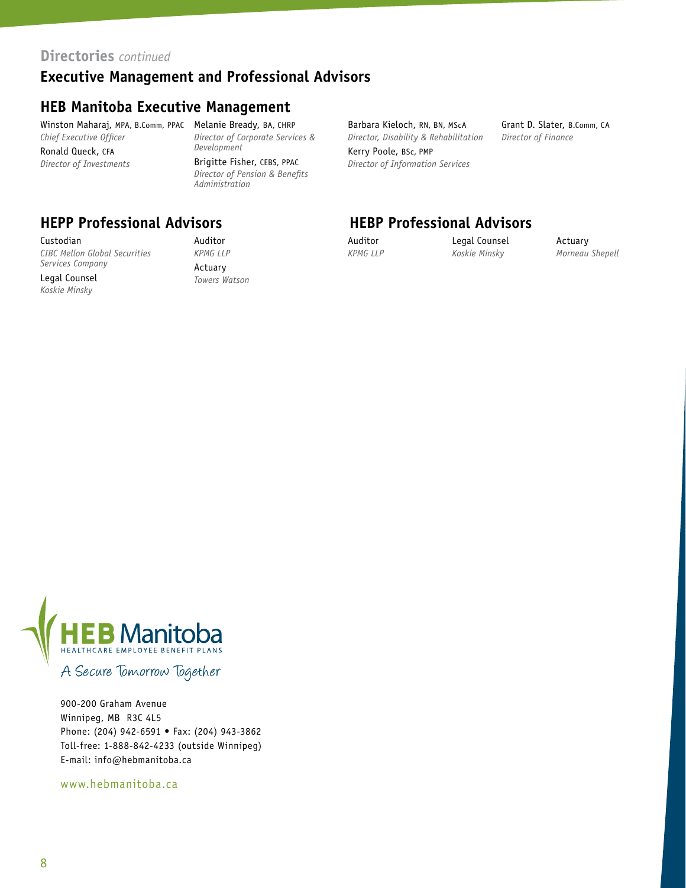**Directories** *continued*

## Executive Management and Professional Advisors

### HEB Manitoba Executive Management

Winston Maharaj, MPA, B.Comm, PPAC
*Chief Executive Officer*

Ronald Queck, CFA
*Director of Investments*

Melanie Bready, BA, CHRP
*Director of Corporate Services & Development*

Brigitte Fisher, CEBS, PPAC
*Director of Pension & Benefits Administration*

Barbara Kieloch, RN, BN, MScA
*Director, Disability & Rehabilitation*

Kerry Poole, BSc, PMP
*Director of Information Services*

Grant D. Slater, B.Comm, CA
*Director of Finance*

### HEPP Professional Advisors

Custodian
*CIBC Mellon Global Securities Services Company*

Legal Counsel
*Koskie Minsky*

Auditor
*KPMG LLP*

Actuary
*Towers Watson*

### HEBP Professional Advisors

Auditor
*KPMG LLP*

Legal Counsel
*Koskie Minsky*

Actuary
*Morneau Shepell*

HEB Manitoba
HEALTHCARE EMPLOYEE BENEFIT PLANS

A Secure Tomorrow Together

900-200 Graham Avenue
Winnipeg, MB R3C 4L5
Phone: (204) 942-6591 • Fax: (204) 943-3862
Toll-free: 1-888-842-4233 (outside Winnipeg)
E-mail: info@hebmanitoba.ca

www.hebmanitoba.ca